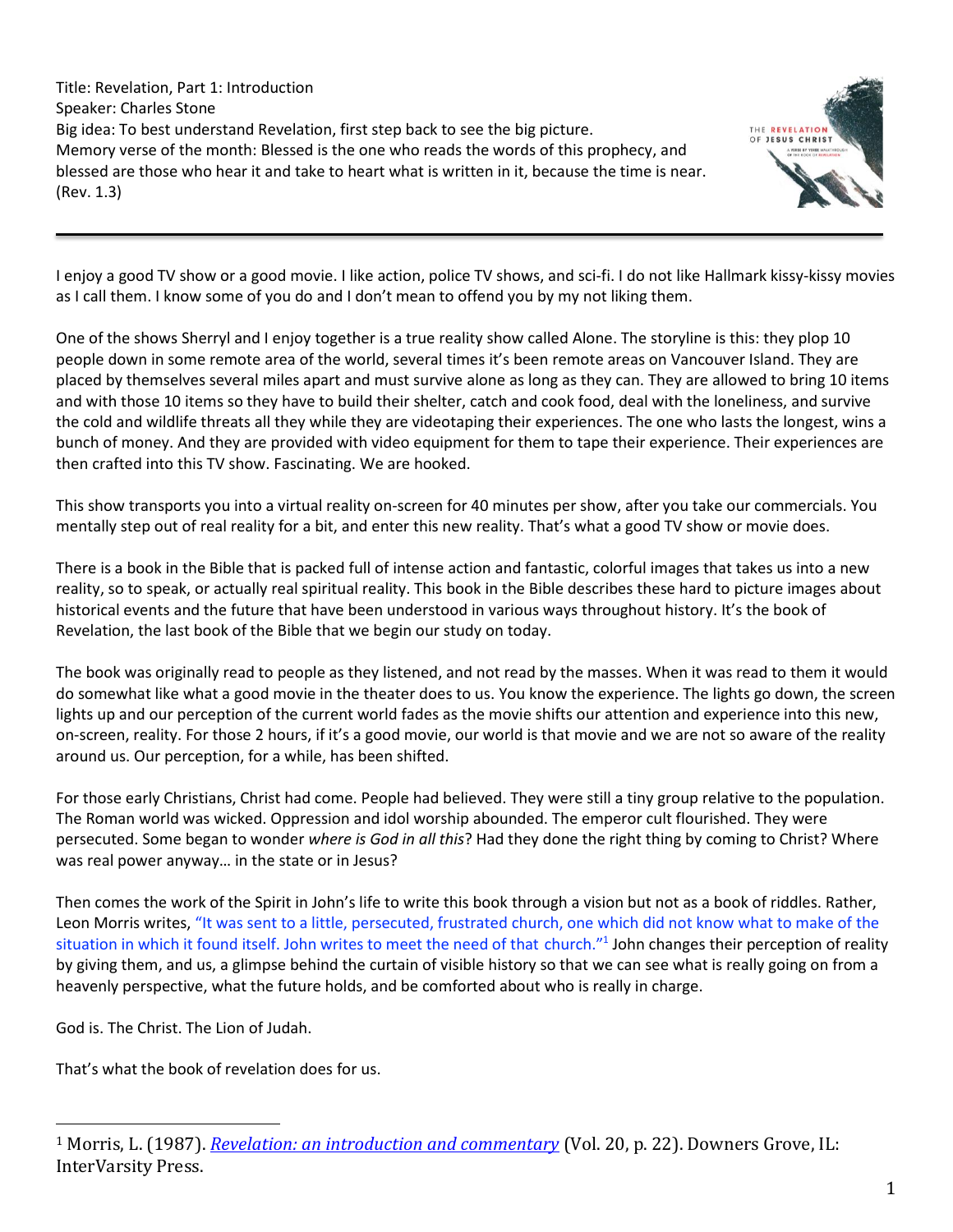Title: Revelation, Part 1: Introduction
Speaker: Charles Stone
Big idea: To best understand Revelation, first step back to see the big picture.
Memory verse of the month: Blessed is the one who reads the words of this prophecy, and blessed are those who hear it and take to heart what is written in it, because the time is near. (Rev. 1.3)

---

I enjoy a good TV show or a good movie. I like action, police TV shows, and sci-fi. I do not like Hallmark kissy-kissy movies as I call them. I know some of you do and I don't mean to offend you by my not liking them.

One of the shows Sherryl and I enjoy together is a true reality show called Alone. The storyline is this: they plop 10 people down in some remote area of the world, several times it's been remote areas on Vancouver Island. They are placed by themselves several miles apart and must survive alone as long as they can. They are allowed to bring 10 items and with those 10 items so they have to build their shelter, catch and cook food, deal with the loneliness, and survive the cold and wildlife threats all they while they are videotaping their experiences. The one who lasts the longest, wins a bunch of money. And they are provided with video equipment for them to tape their experience. Their experiences are then crafted into this TV show. Fascinating. We are hooked.

This show transports you into a virtual reality on-screen for 40 minutes per show, after you take our commercials. You mentally step out of real reality for a bit, and enter this new reality. That's what a good TV show or movie does.

There is a book in the Bible that is packed full of intense action and fantastic, colorful images that takes us into a new reality, so to speak, or actually real spiritual reality. This book in the Bible describes these hard to picture images about historical events and the future that have been understood in various ways throughout history. It's the book of Revelation, the last book of the Bible that we begin our study on today.

The book was originally read to people as they listened, and not read by the masses. When it was read to them it would do somewhat like what a good movie in the theater does to us. You know the experience. The lights go down, the screen lights up and our perception of the current world fades as the movie shifts our attention and experience into this new, on-screen, reality. For those 2 hours, if it's a good movie, our world is that movie and we are not so aware of the reality around us. Our perception, for a while, has been shifted.

For those early Christians, Christ had come. People had believed. They were still a tiny group relative to the population. The Roman world was wicked. Oppression and idol worship abounded. The emperor cult flourished. They were persecuted. Some began to wonder *where is God in all this*? Had they done the right thing by coming to Christ? Where was real power anyway… in the state or in Jesus?

Then comes the work of the Spirit in John's life to write this book through a vision but not as a book of riddles. Rather, Leon Morris writes, "It was sent to a little, persecuted, frustrated church, one which did not know what to make of the situation in which it found itself. John writes to meet the need of that church."[1] John changes their perception of reality by giving them, and us, a glimpse behind the curtain of visible history so that we can see what is really going on from a heavenly perspective, what the future holds, and be comforted about who is really in charge.

God is. The Christ. The Lion of Judah.

That's what the book of revelation does for us.

---

[1] Morris, L. (1987). *Revelation: an introduction and commentary* (Vol. 20, p. 22). Downers Grove, IL: InterVarsity Press.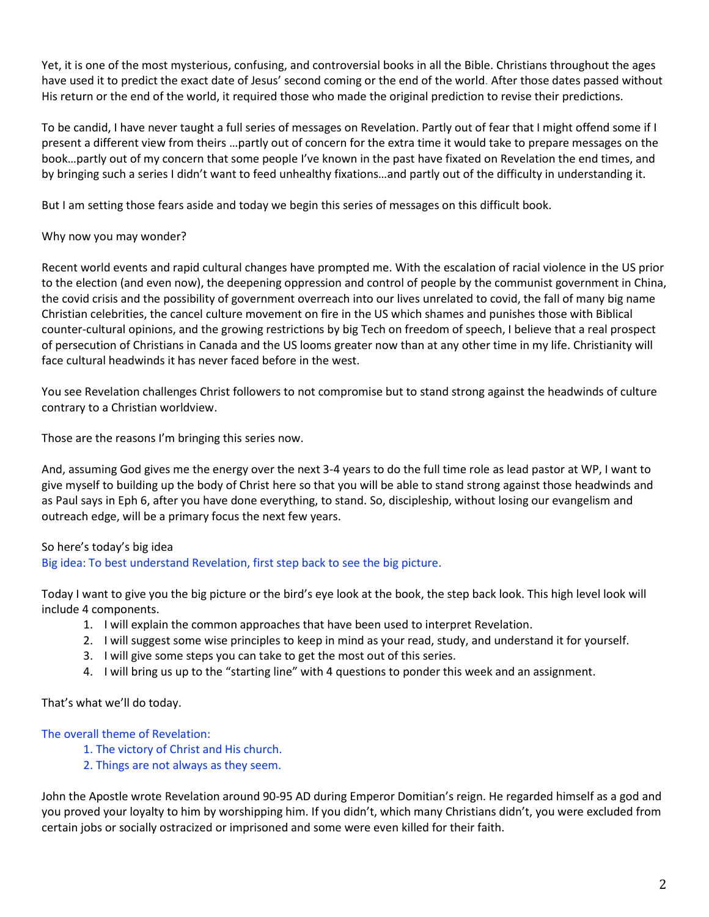Yet, it is one of the most mysterious, confusing, and controversial books in all the Bible. Christians throughout the ages have used it to predict the exact date of Jesus' second coming or the end of the world. After those dates passed without His return or the end of the world, it required those who made the original prediction to revise their predictions.

To be candid, I have never taught a full series of messages on Revelation. Partly out of fear that I might offend some if I present a different view from theirs …partly out of concern for the extra time it would take to prepare messages on the book…partly out of my concern that some people I've known in the past have fixated on Revelation the end times, and by bringing such a series I didn't want to feed unhealthy fixations…and partly out of the difficulty in understanding it.

But I am setting those fears aside and today we begin this series of messages on this difficult book.

Why now you may wonder?

Recent world events and rapid cultural changes have prompted me. With the escalation of racial violence in the US prior to the election (and even now), the deepening oppression and control of people by the communist government in China, the covid crisis and the possibility of government overreach into our lives unrelated to covid, the fall of many big name Christian celebrities, the cancel culture movement on fire in the US which shames and punishes those with Biblical counter-cultural opinions, and the growing restrictions by big Tech on freedom of speech, I believe that a real prospect of persecution of Christians in Canada and the US looms greater now than at any other time in my life. Christianity will face cultural headwinds it has never faced before in the west.

You see Revelation challenges Christ followers to not compromise but to stand strong against the headwinds of culture contrary to a Christian worldview.

Those are the reasons I'm bringing this series now.

And, assuming God gives me the energy over the next 3-4 years to do the full time role as lead pastor at WP, I want to give myself to building up the body of Christ here so that you will be able to stand strong against those headwinds and as Paul says in Eph 6, after you have done everything, to stand. So, discipleship, without losing our evangelism and outreach edge, will be a primary focus the next few years.

So here's today's big idea
Big idea: To best understand Revelation, first step back to see the big picture.

Today I want to give you the big picture or the bird's eye look at the book, the step back look. This high level look will include 4 components.

1. I will explain the common approaches that have been used to interpret Revelation.
2. I will suggest some wise principles to keep in mind as your read, study, and understand it for yourself.
3. I will give some steps you can take to get the most out of this series.
4. I will bring us up to the "starting line" with 4 questions to ponder this week and an assignment.

That's what we'll do today.

The overall theme of Revelation:

1. The victory of Christ and His church.
2. Things are not always as they seem.

John the Apostle wrote Revelation around 90-95 AD during Emperor Domitian's reign. He regarded himself as a god and you proved your loyalty to him by worshipping him. If you didn't, which many Christians didn't, you were excluded from certain jobs or socially ostracized or imprisoned and some were even killed for their faith.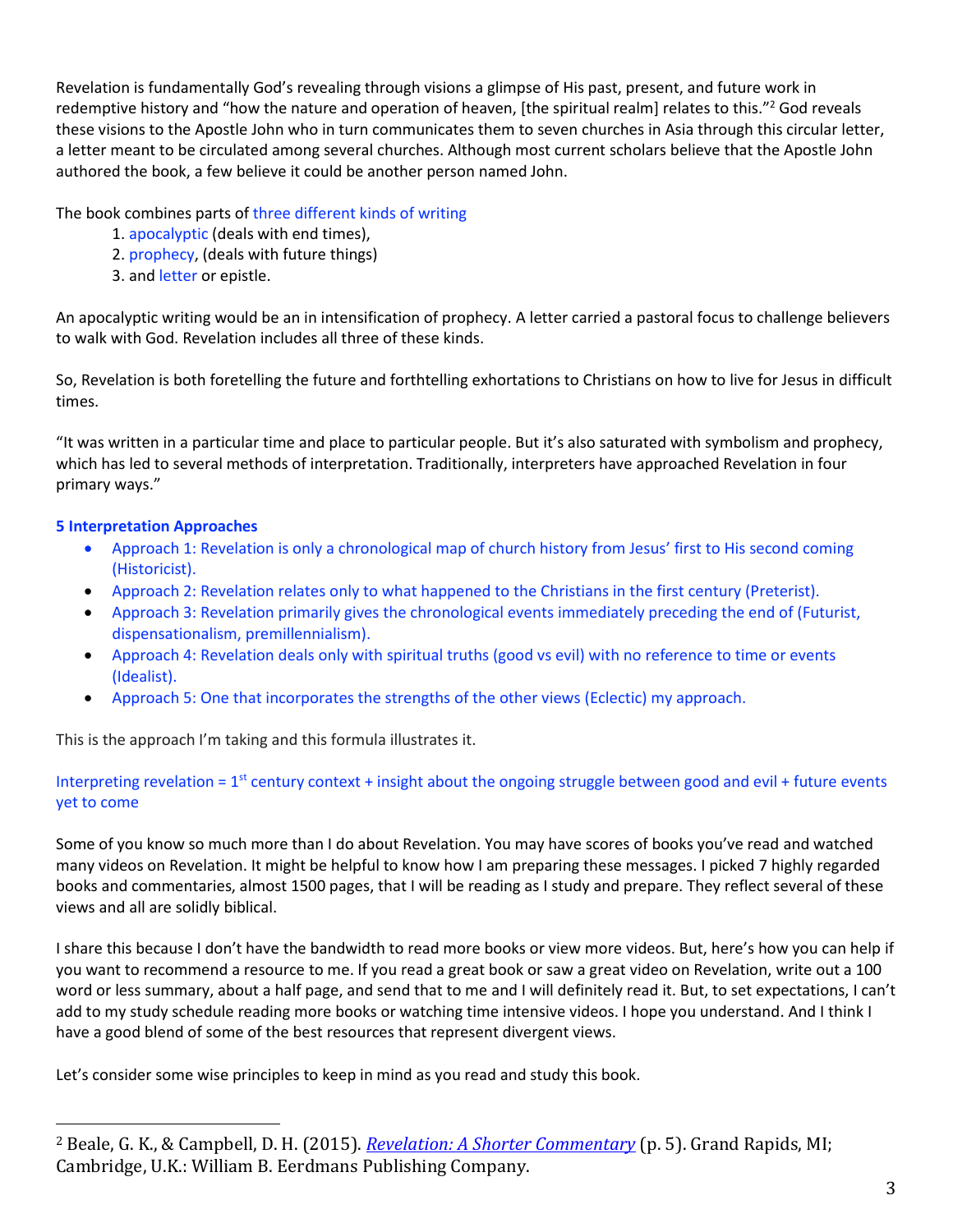Revelation is fundamentally God's revealing through visions a glimpse of His past, present, and future work in redemptive history and "how the nature and operation of heaven, [the spiritual realm] relates to this."[2] God reveals these visions to the Apostle John who in turn communicates them to seven churches in Asia through this circular letter, a letter meant to be circulated among several churches. Although most current scholars believe that the Apostle John authored the book, a few believe it could be another person named John.

The book combines parts of three different kinds of writing

1. apocalyptic (deals with end times),
2. prophecy, (deals with future things)
3. and letter or epistle.

An apocalyptic writing would be an in intensification of prophecy. A letter carried a pastoral focus to challenge believers to walk with God. Revelation includes all three of these kinds.

So, Revelation is both foretelling the future and forthtelling exhortations to Christians on how to live for Jesus in difficult times.

"It was written in a particular time and place to particular people. But it's also saturated with symbolism and prophecy, which has led to several methods of interpretation. Traditionally, interpreters have approached Revelation in four primary ways."

**5 Interpretation Approaches**

- Approach 1: Revelation is only a chronological map of church history from Jesus' first to His second coming (Historicist).
- Approach 2: Revelation relates only to what happened to the Christians in the first century (Preterist).
- Approach 3: Revelation primarily gives the chronological events immediately preceding the end of (Futurist, dispensationalism, premillennialism).
- Approach 4: Revelation deals only with spiritual truths (good vs evil) with no reference to time or events (Idealist).
- Approach 5: One that incorporates the strengths of the other views (Eclectic) my approach.

This is the approach I'm taking and this formula illustrates it.

Interpreting revelation = 1st century context + insight about the ongoing struggle between good and evil + future events yet to come

Some of you know so much more than I do about Revelation. You may have scores of books you've read and watched many videos on Revelation. It might be helpful to know how I am preparing these messages. I picked 7 highly regarded books and commentaries, almost 1500 pages, that I will be reading as I study and prepare. They reflect several of these views and all are solidly biblical.

I share this because I don't have the bandwidth to read more books or view more videos. But, here's how you can help if you want to recommend a resource to me. If you read a great book or saw a great video on Revelation, write out a 100 word or less summary, about a half page, and send that to me and I will definitely read it. But, to set expectations, I can't add to my study schedule reading more books or watching time intensive videos. I hope you understand. And I think I have a good blend of some of the best resources that represent divergent views.

Let's consider some wise principles to keep in mind as you read and study this book.

---

[2] Beale, G. K., & Campbell, D. H. (2015). *Revelation: A Shorter Commentary* (p. 5). Grand Rapids, MI; Cambridge, U.K.: William B. Eerdmans Publishing Company.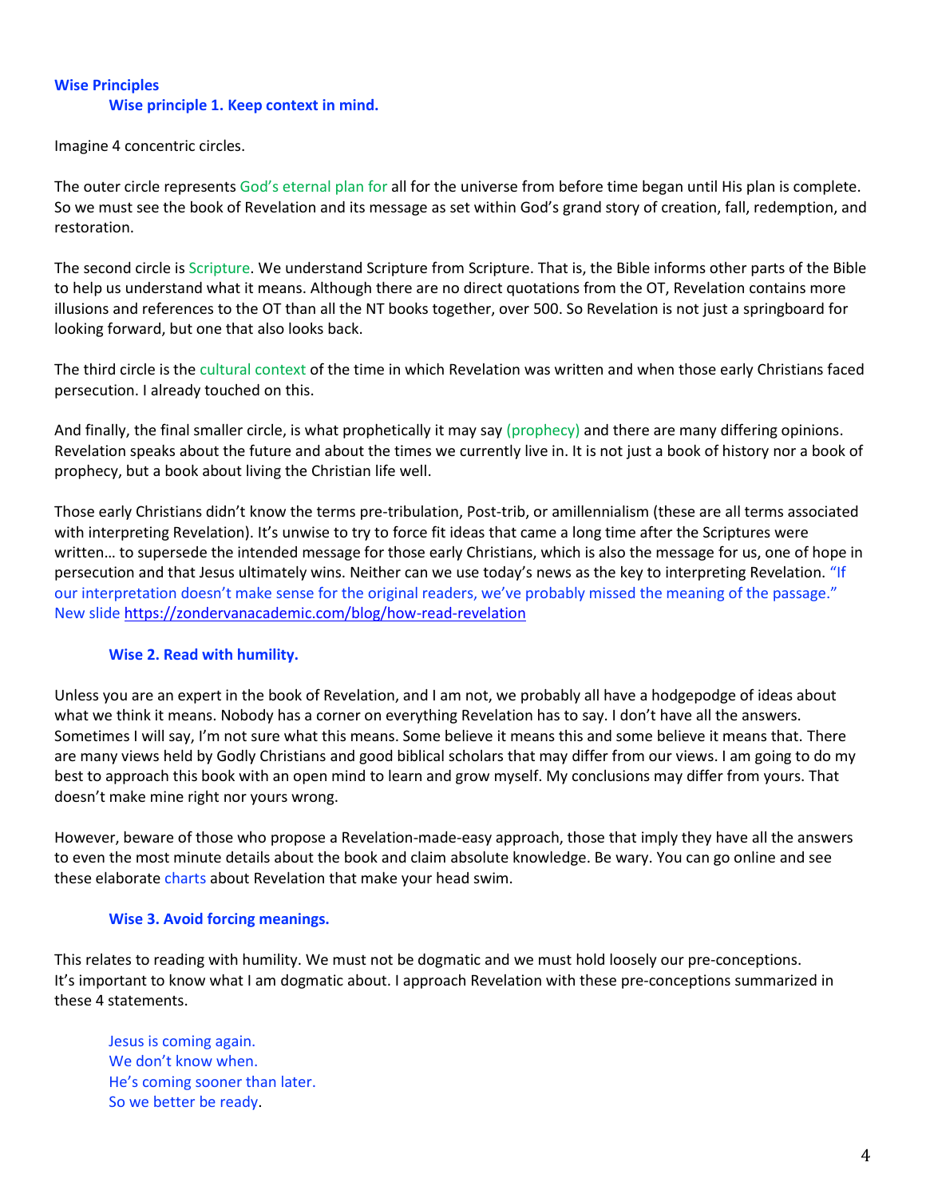## Wise Principles

### Wise principle 1. Keep context in mind.

Imagine 4 concentric circles.

The outer circle represents God's eternal plan for all for the universe from before time began until His plan is complete. So we must see the book of Revelation and its message as set within God's grand story of creation, fall, redemption, and restoration.

The second circle is Scripture. We understand Scripture from Scripture. That is, the Bible informs other parts of the Bible to help us understand what it means. Although there are no direct quotations from the OT, Revelation contains more illusions and references to the OT than all the NT books together, over 500. So Revelation is not just a springboard for looking forward, but one that also looks back.

The third circle is the cultural context of the time in which Revelation was written and when those early Christians faced persecution. I already touched on this.

And finally, the final smaller circle, is what prophetically it may say (prophecy) and there are many differing opinions. Revelation speaks about the future and about the times we currently live in. It is not just a book of history nor a book of prophecy, but a book about living the Christian life well.

Those early Christians didn't know the terms pre-tribulation, Post-trib, or amillennialism (these are all terms associated with interpreting Revelation). It's unwise to try to force fit ideas that came a long time after the Scriptures were written… to supersede the intended message for those early Christians, which is also the message for us, one of hope in persecution and that Jesus ultimately wins. Neither can we use today's news as the key to interpreting Revelation. "If our interpretation doesn't make sense for the original readers, we've probably missed the meaning of the passage." New slide https://zondervanacademic.com/blog/how-read-revelation

### Wise 2. Read with humility.

Unless you are an expert in the book of Revelation, and I am not, we probably all have a hodgepodge of ideas about what we think it means. Nobody has a corner on everything Revelation has to say. I don't have all the answers. Sometimes I will say, I'm not sure what this means. Some believe it means this and some believe it means that. There are many views held by Godly Christians and good biblical scholars that may differ from our views. I am going to do my best to approach this book with an open mind to learn and grow myself. My conclusions may differ from yours. That doesn't make mine right nor yours wrong.

However, beware of those who propose a Revelation-made-easy approach, those that imply they have all the answers to even the most minute details about the book and claim absolute knowledge. Be wary. You can go online and see these elaborate charts about Revelation that make your head swim.

### Wise 3. Avoid forcing meanings.

This relates to reading with humility. We must not be dogmatic and we must hold loosely our pre-conceptions. It's important to know what I am dogmatic about. I approach Revelation with these pre-conceptions summarized in these 4 statements.

Jesus is coming again.
We don't know when.
He's coming sooner than later.
So we better be ready.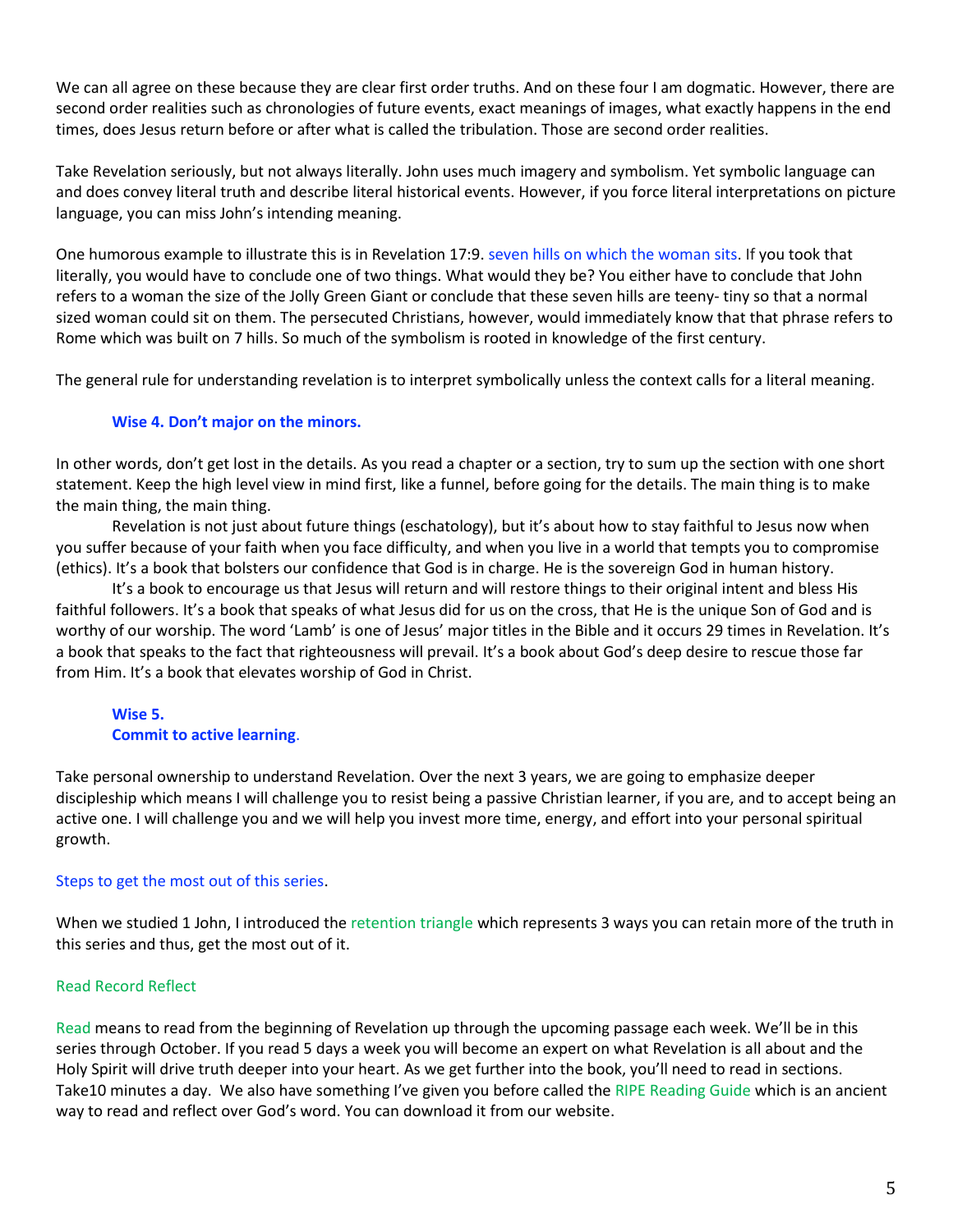We can all agree on these because they are clear first order truths. And on these four I am dogmatic. However, there are second order realities such as chronologies of future events, exact meanings of images, what exactly happens in the end times, does Jesus return before or after what is called the tribulation. Those are second order realities.

Take Revelation seriously, but not always literally. John uses much imagery and symbolism. Yet symbolic language can and does convey literal truth and describe literal historical events. However, if you force literal interpretations on picture language, you can miss John's intending meaning.

One humorous example to illustrate this is in Revelation 17:9. seven hills on which the woman sits. If you took that literally, you would have to conclude one of two things. What would they be? You either have to conclude that John refers to a woman the size of the Jolly Green Giant or conclude that these seven hills are teeny- tiny so that a normal sized woman could sit on them. The persecuted Christians, however, would immediately know that that phrase refers to Rome which was built on 7 hills. So much of the symbolism is rooted in knowledge of the first century.

The general rule for understanding revelation is to interpret symbolically unless the context calls for a literal meaning.

**Wise 4. Don't major on the minors.**

In other words, don't get lost in the details. As you read a chapter or a section, try to sum up the section with one short statement. Keep the high level view in mind first, like a funnel, before going for the details. The main thing is to make the main thing, the main thing.

Revelation is not just about future things (eschatology), but it's about how to stay faithful to Jesus now when you suffer because of your faith when you face difficulty, and when you live in a world that tempts you to compromise (ethics). It's a book that bolsters our confidence that God is in charge. He is the sovereign God in human history.

It's a book to encourage us that Jesus will return and will restore things to their original intent and bless His faithful followers. It's a book that speaks of what Jesus did for us on the cross, that He is the unique Son of God and is worthy of our worship. The word 'Lamb' is one of Jesus' major titles in the Bible and it occurs 29 times in Revelation. It's a book that speaks to the fact that righteousness will prevail. It's a book about God's deep desire to rescue those far from Him. It's a book that elevates worship of God in Christ.

**Wise 5.**
**Commit to active learning**.

Take personal ownership to understand Revelation. Over the next 3 years, we are going to emphasize deeper discipleship which means I will challenge you to resist being a passive Christian learner, if you are, and to accept being an active one. I will challenge you and we will help you invest more time, energy, and effort into your personal spiritual growth.

Steps to get the most out of this series.

When we studied 1 John, I introduced the retention triangle which represents 3 ways you can retain more of the truth in this series and thus, get the most out of it.

Read Record Reflect

Read means to read from the beginning of Revelation up through the upcoming passage each week. We'll be in this series through October. If you read 5 days a week you will become an expert on what Revelation is all about and the Holy Spirit will drive truth deeper into your heart. As we get further into the book, you'll need to read in sections. Take10 minutes a day. We also have something I've given you before called the RIPE Reading Guide which is an ancient way to read and reflect over God's word. You can download it from our website.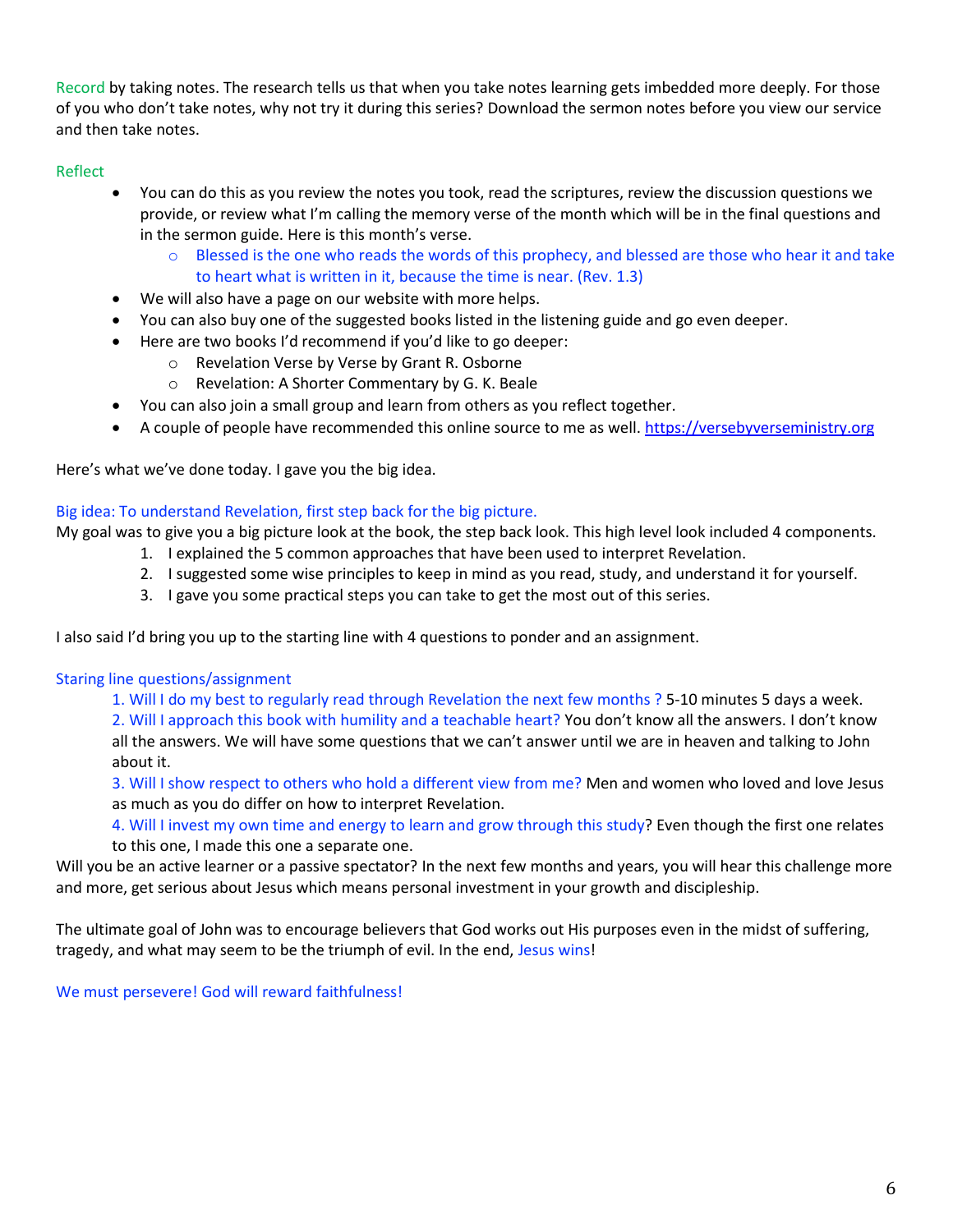Record by taking notes. The research tells us that when you take notes learning gets imbedded more deeply. For those of you who don't take notes, why not try it during this series? Download the sermon notes before you view our service and then take notes.

Reflect

- You can do this as you review the notes you took, read the scriptures, review the discussion questions we provide, or review what I'm calling the memory verse of the month which will be in the final questions and in the sermon guide. Here is this month's verse.
  - Blessed is the one who reads the words of this prophecy, and blessed are those who hear it and take to heart what is written in it, because the time is near. (Rev. 1.3)
- We will also have a page on our website with more helps.
- You can also buy one of the suggested books listed in the listening guide and go even deeper.
- Here are two books I'd recommend if you'd like to go deeper:
  - Revelation Verse by Verse by Grant R. Osborne
  - Revelation: A Shorter Commentary by G. K. Beale
- You can also join a small group and learn from others as you reflect together.
- A couple of people have recommended this online source to me as well. https://versebyverseministry.org

Here's what we've done today. I gave you the big idea.

Big idea: To understand Revelation, first step back for the big picture.

My goal was to give you a big picture look at the book, the step back look. This high level look included 4 components.

1. I explained the 5 common approaches that have been used to interpret Revelation.
2. I suggested some wise principles to keep in mind as you read, study, and understand it for yourself.
3. I gave you some practical steps you can take to get the most out of this series.

I also said I'd bring you up to the starting line with 4 questions to ponder and an assignment.

Staring line questions/assignment

1. Will I do my best to regularly read through Revelation the next few months ? 5-10 minutes 5 days a week.
2. Will I approach this book with humility and a teachable heart? You don't know all the answers. I don't know all the answers. We will have some questions that we can't answer until we are in heaven and talking to John about it.
3. Will I show respect to others who hold a different view from me? Men and women who loved and love Jesus as much as you do differ on how to interpret Revelation.
4. Will I invest my own time and energy to learn and grow through this study? Even though the first one relates to this one, I made this one a separate one.

Will you be an active learner or a passive spectator? In the next few months and years, you will hear this challenge more and more, get serious about Jesus which means personal investment in your growth and discipleship.

The ultimate goal of John was to encourage believers that God works out His purposes even in the midst of suffering, tragedy, and what may seem to be the triumph of evil. In the end, Jesus wins!

We must persevere! God will reward faithfulness!